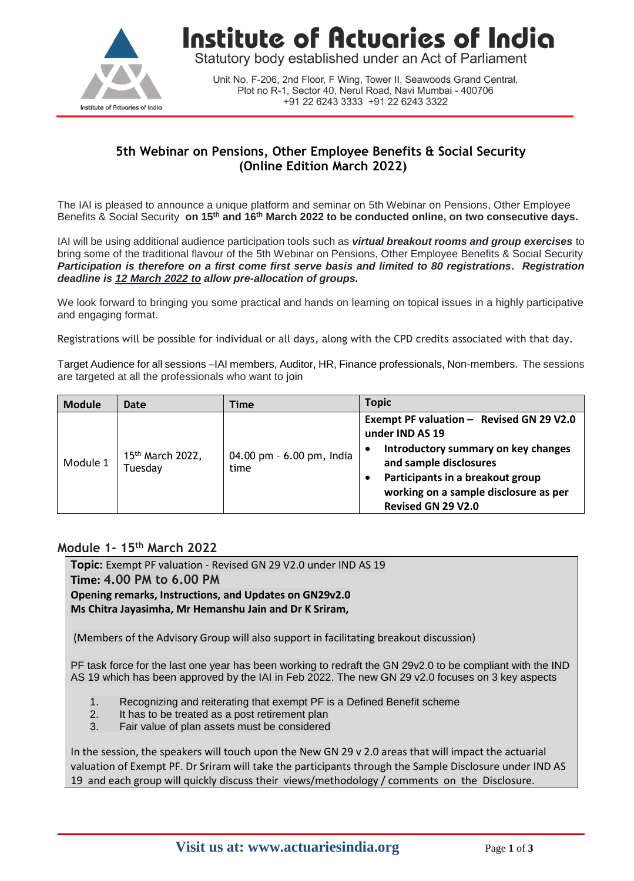# Institute of Actuaries of India

Statutory body established under an Act of Parliament

Unit No. F-206, 2nd Floor, F Wing, Tower II, Seawoods Grand Central,
Plot no R-1, Sector 40, Nerul Road, Navi Mumbai - 400706
+91 22 6243 3333 +91 22 6243 3322

## 5th Webinar on Pensions, Other Employee Benefits & Social Security (Online Edition March 2022)

The IAI is pleased to announce a unique platform and seminar on 5th Webinar on Pensions, Other Employee Benefits & Social Security **on 15th and 16th March 2022 to be conducted online, on two consecutive days.**

IAI will be using additional audience participation tools such as ***virtual breakout rooms and group exercises*** to bring some of the traditional flavour of the 5th Webinar on Pensions, Other Employee Benefits & Social Security ***Participation is therefore on a first come first serve basis and limited to 80 registrations. Registration deadline is 12 March 2022 to allow pre-allocation of groups.***

We look forward to bringing you some practical and hands on learning on topical issues in a highly participative and engaging format.

Registrations will be possible for individual or all days, along with the CPD credits associated with that day.

Target Audience for all sessions –IAI members, Auditor, HR, Finance professionals, Non-members. The sessions are targeted at all the professionals who want to join

| Module | Date | Time | Topic |
|---|---|---|---|
| Module 1 | 15th March 2022, Tuesday | 04.00 pm - 6.00 pm, India time | **Exempt PF valuation – Revised GN 29 V2.0 under IND AS 19**<br>• **Introductory summary on key changes and sample disclosures**<br>• **Participants in a breakout group working on a sample disclosure as per Revised GN 29 V2.0** |

### Module 1- 15th March 2022

**Topic:** Exempt PF valuation - Revised GN 29 V2.0 under IND AS 19
**Time: 4.00 PM to 6.00 PM**
**Opening remarks, Instructions, and Updates on GN29v2.0**
**Ms Chitra Jayasimha, Mr Hemanshu Jain and Dr K Sriram,**

(Members of the Advisory Group will also support in facilitating breakout discussion)

PF task force for the last one year has been working to redraft the GN 29v2.0 to be compliant with the IND AS 19 which has been approved by the IAI in Feb 2022. The new GN 29 v2.0 focuses on 3 key aspects

1. Recognizing and reiterating that exempt PF is a Defined Benefit scheme
2. It has to be treated as a post retirement plan
3. Fair value of plan assets must be considered

In the session, the speakers will touch upon the New GN 29 v 2.0 areas that will impact the actuarial valuation of Exempt PF. Dr Sriram will take the participants through the Sample Disclosure under IND AS 19 and each group will quickly discuss their views/methodology / comments on the Disclosure.

**Visit us at: www.actuariesindia.org**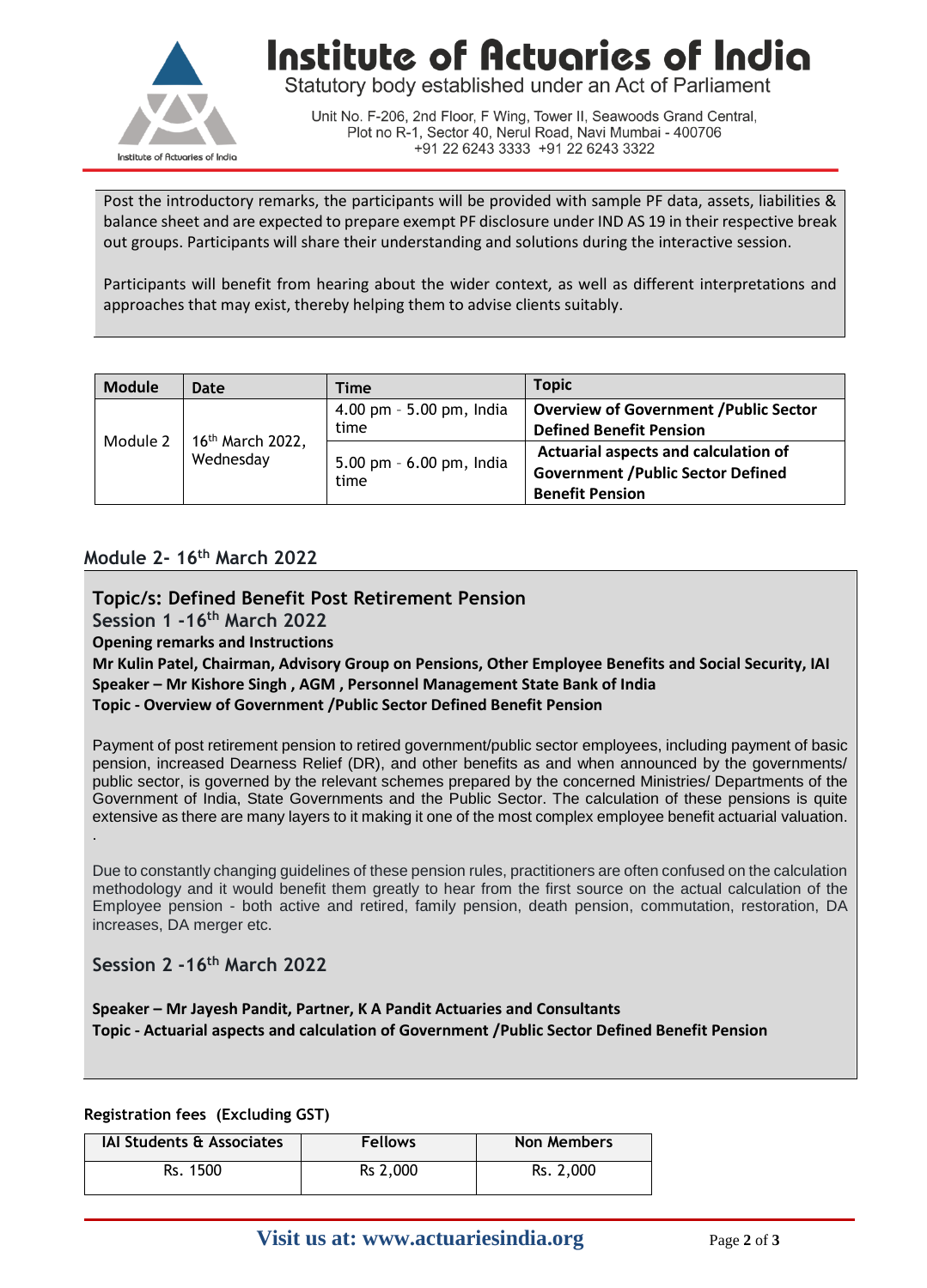Post the introductory remarks, the participants will be provided with sample PF data, assets, liabilities & balance sheet and are expected to prepare exempt PF disclosure under IND AS 19 in their respective break out groups. Participants will share their understanding and solutions during the interactive session.

Participants will benefit from hearing about the wider context, as well as different interpretations and approaches that may exist, thereby helping them to advise clients suitably.

| Module | Date | Time | Topic |
|---|---|---|---|
| Module 2 | 16th March 2022, Wednesday | 4.00 pm - 5.00 pm, India time | **Overview of Government /Public Sector Defined Benefit Pension** |
| | | 5.00 pm - 6.00 pm, India time | **Actuarial aspects and calculation of Government /Public Sector Defined Benefit Pension** |

## Module 2- 16th March 2022

### Topic/s: Defined Benefit Post Retirement Pension

### Session 1 -16th March 2022

**Opening remarks and Instructions**

**Mr Kulin Patel, Chairman, Advisory Group on Pensions, Other Employee Benefits and Social Security, IAI**

**Speaker – Mr Kishore Singh , AGM , Personnel Management State Bank of India**

**Topic - Overview of Government /Public Sector Defined Benefit Pension**

Payment of post retirement pension to retired government/public sector employees, including payment of basic pension, increased Dearness Relief (DR), and other benefits as and when announced by the governments/ public sector, is governed by the relevant schemes prepared by the concerned Ministries/ Departments of the Government of India, State Governments and the Public Sector. The calculation of these pensions is quite extensive as there are many layers to it making it one of the most complex employee benefit actuarial valuation.

.

Due to constantly changing guidelines of these pension rules, practitioners are often confused on the calculation methodology and it would benefit them greatly to hear from the first source on the actual calculation of the Employee pension - both active and retired, family pension, death pension, commutation, restoration, DA increases, DA merger etc.

### Session 2 -16th March 2022

**Speaker – Mr Jayesh Pandit, Partner, K A Pandit Actuaries and Consultants**

**Topic - Actuarial aspects and calculation of Government /Public Sector Defined Benefit Pension**

**Registration fees (Excluding GST)**

| IAI Students & Associates | Fellows | Non Members |
|---|---|---|
| Rs. 1500 | Rs 2,000 | Rs. 2,000 |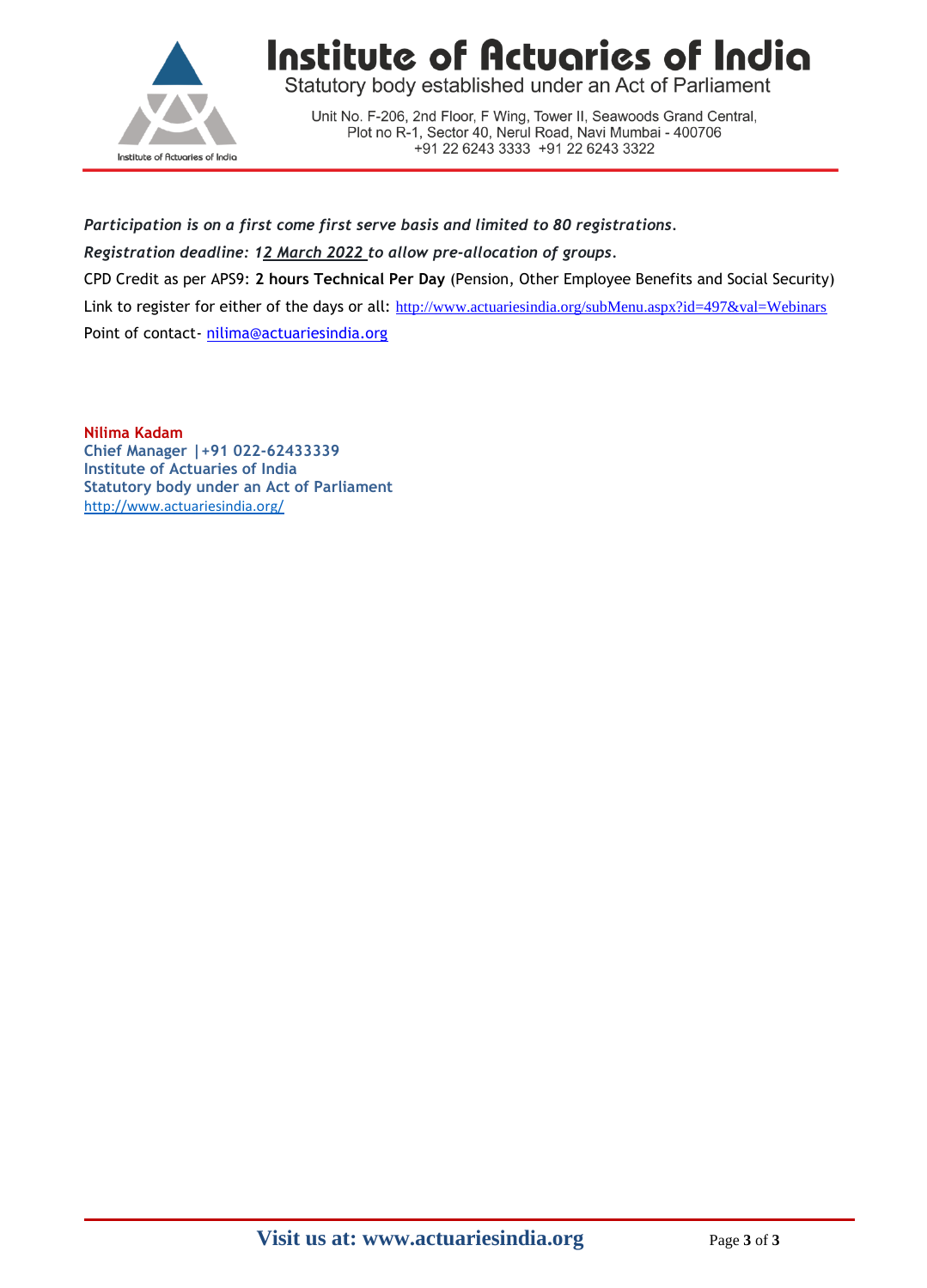*Participation is on a first come first serve basis and limited to 80 registrations.*

*Registration deadline: 12 March 2022 to allow pre-allocation of groups.*

CPD Credit as per APS9: **2 hours Technical Per Day** (Pension, Other Employee Benefits and Social Security)

Link to register for either of the days or all: http://www.actuariesindia.org/subMenu.aspx?id=497&val=Webinars

Point of contact- nilima@actuariesindia.org

**Nilima Kadam**
**Chief Manager |+91 022-62433339**
**Institute of Actuaries of India**
**Statutory body under an Act of Parliament**
http://www.actuariesindia.org/